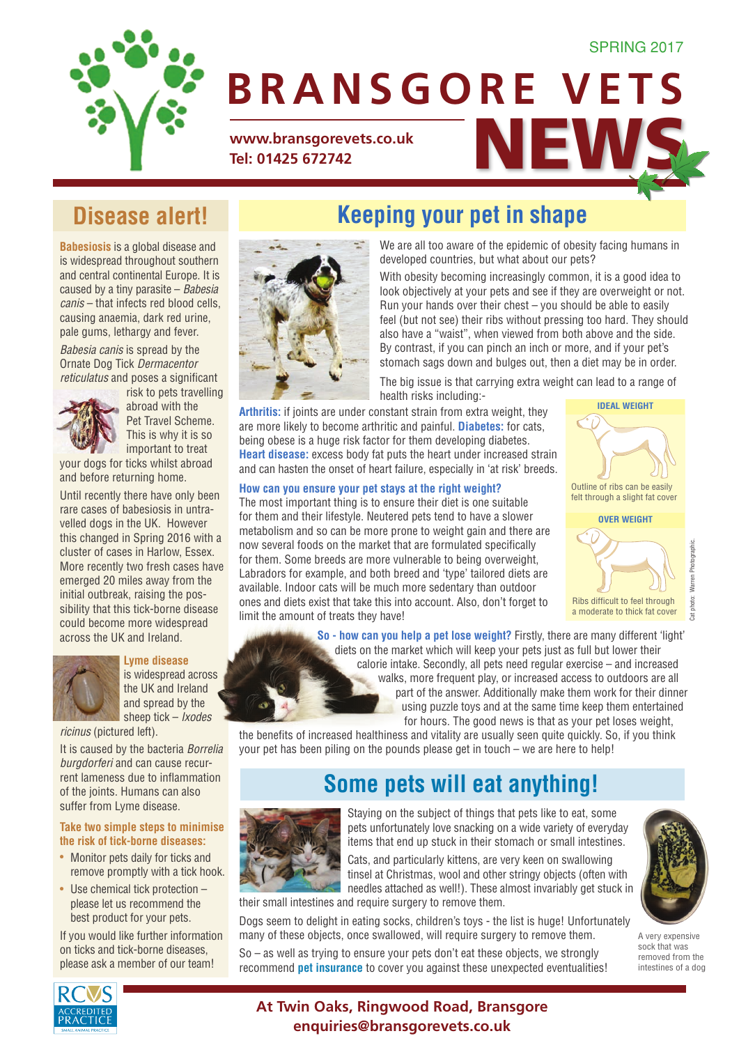SPRING 2017

# BRANSGORE VETS NEWS

www.bransgorevets.co.uk
Tel: 01425 672742

## Disease alert!

**Babesiosis** is a global disease and is widespread throughout southern and central continental Europe. It is caused by a tiny parasite – *Babesia canis* – that infects red blood cells, causing anaemia, dark red urine, pale gums, lethargy and fever.

*Babesia canis* is spread by the Ornate Dog Tick *Dermacentor reticulatus* and poses a significant risk to pets travelling abroad with the Pet Travel Scheme. This is why it is so important to treat your dogs for ticks whilst abroad and before returning home.

Until recently there have only been rare cases of babesiosis in untravelled dogs in the UK. However this changed in Spring 2016 with a cluster of cases in Harlow, Essex. More recently two fresh cases have emerged 20 miles away from the initial outbreak, raising the possibility that this tick-borne disease could become more widespread across the UK and Ireland.

**Lyme disease** is widespread across the UK and Ireland and spread by the sheep tick – *Ixodes ricinus* (pictured left).

It is caused by the bacteria *Borrelia burgdorferi* and can cause recurrent lameness due to inflammation of the joints. Humans can also suffer from Lyme disease.

**Take two simple steps to minimise the risk of tick-borne diseases:**

- Monitor pets daily for ticks and remove promptly with a tick hook.
- Use chemical tick protection – please let us recommend the best product for your pets.

If you would like further information on ticks and tick-borne diseases, please ask a member of our team!

## Keeping your pet in shape

We are all too aware of the epidemic of obesity facing humans in developed countries, but what about our pets?

With obesity becoming increasingly common, it is a good idea to look objectively at your pets and see if they are overweight or not. Run your hands over their chest – you should be able to easily feel (but not see) their ribs without pressing too hard. They should also have a "waist", when viewed from both above and the side. By contrast, if you can pinch an inch or more, and if your pet's stomach sags down and bulges out, then a diet may be in order.

The big issue is that carrying extra weight can lead to a range of health risks including:-

**Arthritis:** if joints are under constant strain from extra weight, they are more likely to become arthritic and painful. **Diabetes:** for cats, being obese is a huge risk factor for them developing diabetes. **Heart disease:** excess body fat puts the heart under increased strain and can hasten the onset of heart failure, especially in 'at risk' breeds.

**IDEAL WEIGHT**

Outline of ribs can be easily felt through a slight fat cover

**OVER WEIGHT**

Ribs difficult to feel through a moderate to thick fat cover

Cat photo: Warren Photographic.

**How can you ensure your pet stays at the right weight?**
The most important thing is to ensure their diet is one suitable for them and their lifestyle. Neutered pets tend to have a slower metabolism and so can be more prone to weight gain and there are now several foods on the market that are formulated specifically for them. Some breeds are more vulnerable to being overweight, Labradors for example, and both breed and 'type' tailored diets are available. Indoor cats will be much more sedentary than outdoor ones and diets exist that take this into account. Also, don't forget to limit the amount of treats they have!

**So - how can you help a pet lose weight?** Firstly, there are many different 'light' diets on the market which will keep your pets just as full but lower their calorie intake. Secondly, all pets need regular exercise – and increased walks, more frequent play, or increased access to outdoors are all part of the answer. Additionally make them work for their dinner using puzzle toys and at the same time keep them entertained for hours. The good news is that as your pet loses weight, the benefits of increased healthiness and vitality are usually seen quite quickly. So, if you think your pet has been piling on the pounds please get in touch – we are here to help!

## Some pets will eat anything!

Staying on the subject of things that pets like to eat, some pets unfortunately love snacking on a wide variety of everyday items that end up stuck in their stomach or small intestines.

Cats, and particularly kittens, are very keen on swallowing tinsel at Christmas, wool and other stringy objects (often with needles attached as well!). These almost invariably get stuck in their small intestines and require surgery to remove them.

Dogs seem to delight in eating socks, children's toys - the list is huge! Unfortunately many of these objects, once swallowed, will require surgery to remove them.

So – as well as trying to ensure your pets don't eat these objects, we strongly recommend **pet insurance** to cover you against these unexpected eventualities!

A very expensive sock that was removed from the intestines of a dog

RCVS ACCREDITED PRACTICE SMALL ANIMAL PRACTICE

At Twin Oaks, Ringwood Road, Bransgore
enquiries@bransgorevets.co.uk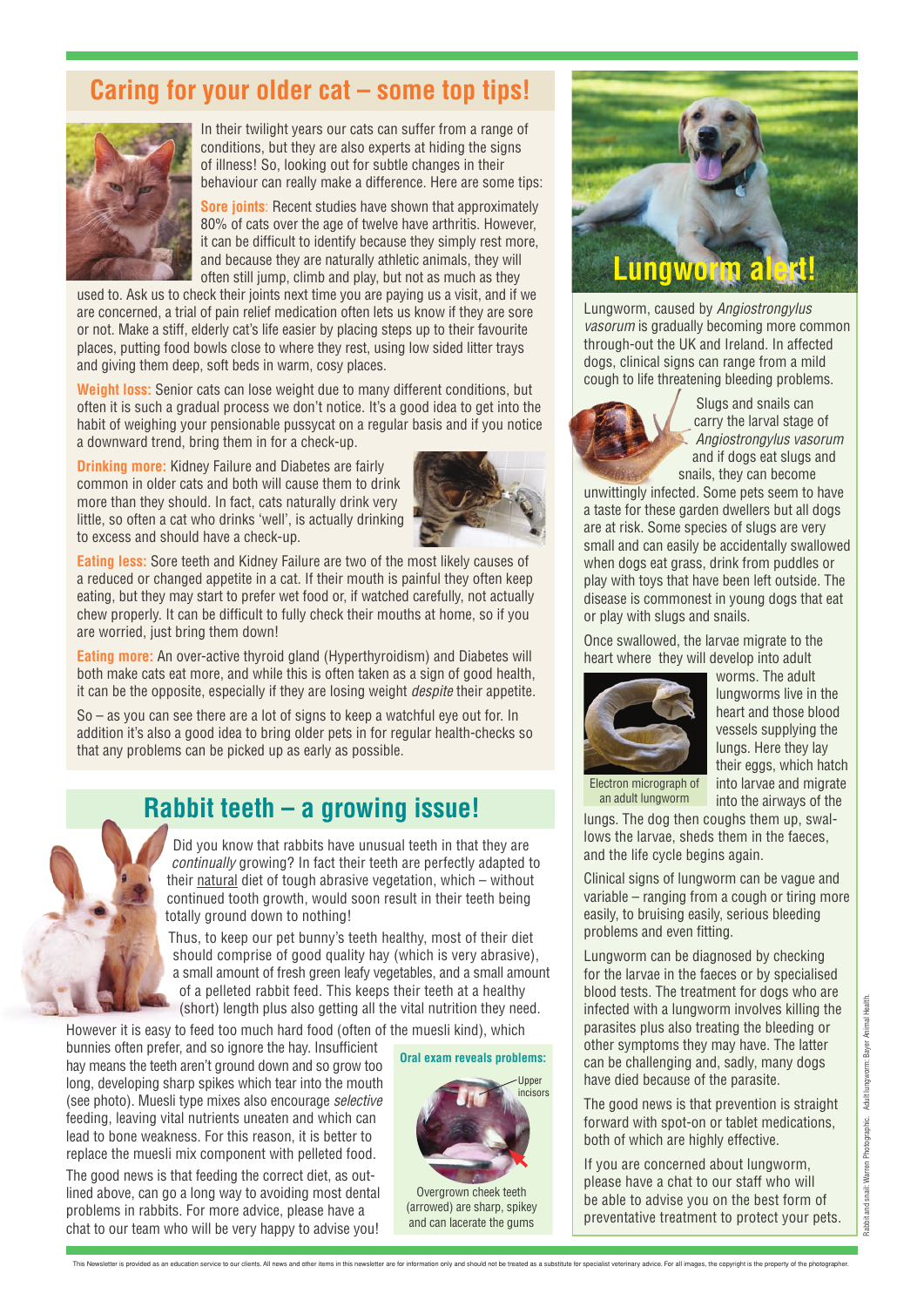## Caring for your older cat – some top tips!

In their twilight years our cats can suffer from a range of conditions, but they are also experts at hiding the signs of illness! So, looking out for subtle changes in their behaviour can really make a difference. Here are some tips:

**Sore joints**: Recent studies have shown that approximately 80% of cats over the age of twelve have arthritis. However, it can be difficult to identify because they simply rest more, and because they are naturally athletic animals, they will often still jump, climb and play, but not as much as they used to. Ask us to check their joints next time you are paying us a visit, and if we are concerned, a trial of pain relief medication often lets us know if they are sore or not. Make a stiff, elderly cat's life easier by placing steps up to their favourite places, putting food bowls close to where they rest, using low sided litter trays and giving them deep, soft beds in warm, cosy places.

**Weight loss:** Senior cats can lose weight due to many different conditions, but often it is such a gradual process we don't notice. It's a good idea to get into the habit of weighing your pensionable pussycat on a regular basis and if you notice a downward trend, bring them in for a check-up.

**Drinking more:** Kidney Failure and Diabetes are fairly common in older cats and both will cause them to drink more than they should. In fact, cats naturally drink very little, so often a cat who drinks 'well', is actually drinking to excess and should have a check-up.

**Eating less:** Sore teeth and Kidney Failure are two of the most likely causes of a reduced or changed appetite in a cat. If their mouth is painful they often keep eating, but they may start to prefer wet food or, if watched carefully, not actually chew properly. It can be difficult to fully check their mouths at home, so if you are worried, just bring them down!

**Eating more:** An over-active thyroid gland (Hyperthyroidism) and Diabetes will both make cats eat more, and while this is often taken as a sign of good health, it can be the opposite, especially if they are losing weight *despite* their appetite.

So – as you can see there are a lot of signs to keep a watchful eye out for. In addition it's also a good idea to bring older pets in for regular health-checks so that any problems can be picked up as early as possible.

## Rabbit teeth – a growing issue!

Did you know that rabbits have unusual teeth in that they are *continually* growing? In fact their teeth are perfectly adapted to their natural diet of tough abrasive vegetation, which – without continued tooth growth, would soon result in their teeth being totally ground down to nothing!

Thus, to keep our pet bunny's teeth healthy, most of their diet should comprise of good quality hay (which is very abrasive), a small amount of fresh green leafy vegetables, and a small amount of a pelleted rabbit feed. This keeps their teeth at a healthy (short) length plus also getting all the vital nutrition they need.

However it is easy to feed too much hard food (often of the muesli kind), which bunnies often prefer, and so ignore the hay. Insufficient hay means the teeth aren't ground down and so grow too long, developing sharp spikes which tear into the mouth (see photo). Muesli type mixes also encourage *selective* feeding, leaving vital nutrients uneaten and which can lead to bone weakness. For this reason, it is better to replace the muesli mix component with pelleted food.

The good news is that feeding the correct diet, as outlined above, can go a long way to avoiding most dental problems in rabbits. For more advice, please have a chat to our team who will be very happy to advise you!

**Oral exam reveals problems:**

Upper incisors

Overgrown cheek teeth (arrowed) are sharp, spikey and can lacerate the gums

## Lungworm alert!

Lungworm, caused by *Angiostrongylus vasorum* is gradually becoming more common through-out the UK and Ireland. In affected dogs, clinical signs can range from a mild cough to life threatening bleeding problems.

Slugs and snails can carry the larval stage of *Angiostrongylus vasorum* and if dogs eat slugs and snails, they can become unwittingly infected. Some pets seem to have a taste for these garden dwellers but all dogs are at risk. Some species of slugs are very small and can easily be accidentally swallowed when dogs eat grass, drink from puddles or play with toys that have been left outside. The disease is commonest in young dogs that eat or play with slugs and snails.

Once swallowed, the larvae migrate to the heart where they will develop into adult worms. The adult lungworms live in the heart and those blood vessels supplying the lungs. Here they lay their eggs, which hatch into larvae and migrate into the airways of the lungs. The dog then coughs them up, swallows the larvae, sheds them in the faeces, and the life cycle begins again.

Electron micrograph of an adult lungworm

Clinical signs of lungworm can be vague and variable – ranging from a cough or tiring more easily, to bruising easily, serious bleeding problems and even fitting.

Lungworm can be diagnosed by checking for the larvae in the faeces or by specialised blood tests. The treatment for dogs who are infected with a lungworm involves killing the parasites plus also treating the bleeding or other symptoms they may have. The latter can be challenging and, sadly, many dogs have died because of the parasite.

The good news is that prevention is straight forward with spot-on or tablet medications, both of which are highly effective.

If you are concerned about lungworm, please have a chat to our staff who will be able to advise you on the best form of preventative treatment to protect your pets.

Rabbit and snail: Warren Photographic. Adult lungworm: Bayer Animal Health.

This Newsletter is provided as an education service to our clients. All news and other items in this newsletter are for information only and should not be treated as a substitute for specialist veterinary advice. For all images, the copyright is the property of the photographer.